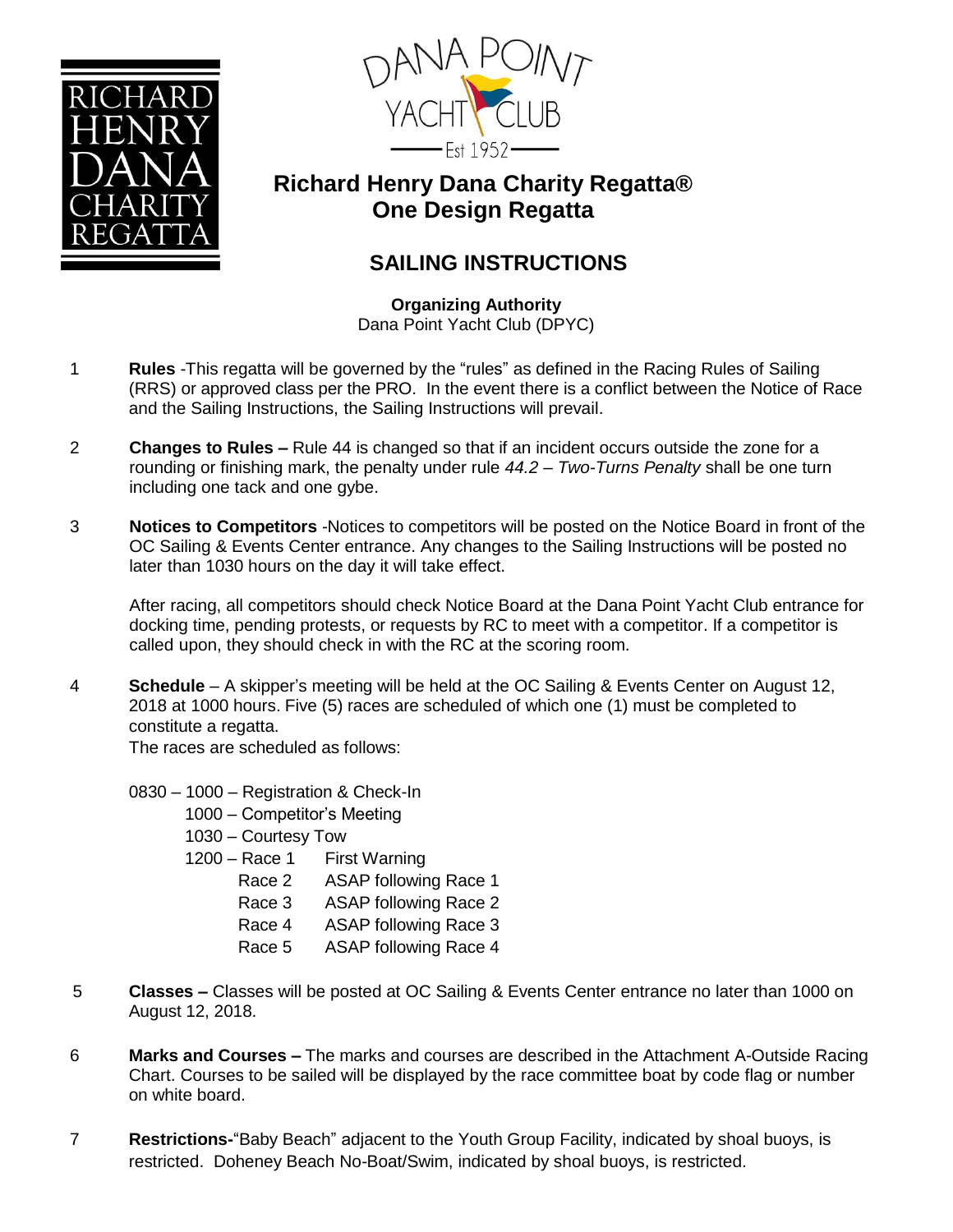RICHARD HENRY DANA CHARITY REGATTA

DANA POINT YACHT CLUB Est 1952

# Richard Henry Dana Charity Regatta®
# One Design Regatta

## SAILING INSTRUCTIONS

**Organizing Authority**
Dana Point Yacht Club (DPYC)

1 **Rules** -This regatta will be governed by the "rules" as defined in the Racing Rules of Sailing (RRS) or approved class per the PRO. In the event there is a conflict between the Notice of Race and the Sailing Instructions, the Sailing Instructions will prevail.

2 **Changes to Rules –** Rule 44 is changed so that if an incident occurs outside the zone for a rounding or finishing mark, the penalty under rule *44.2 – Two-Turns Penalty* shall be one turn including one tack and one gybe.

3 **Notices to Competitors** -Notices to competitors will be posted on the Notice Board in front of the OC Sailing & Events Center entrance. Any changes to the Sailing Instructions will be posted no later than 1030 hours on the day it will take effect.

After racing, all competitors should check Notice Board at the Dana Point Yacht Club entrance for docking time, pending protests, or requests by RC to meet with a competitor. If a competitor is called upon, they should check in with the RC at the scoring room.

4 **Schedule** – A skipper's meeting will be held at the OC Sailing & Events Center on August 12, 2018 at 1000 hours. Five (5) races are scheduled of which one (1) must be completed to constitute a regatta.
The races are scheduled as follows:

0830 – 1000 – Registration & Check-In
1000 – Competitor's Meeting
1030 – Courtesy Tow
1200 – Race 1 First Warning
Race 2 ASAP following Race 1
Race 3 ASAP following Race 2
Race 4 ASAP following Race 3
Race 5 ASAP following Race 4

5 **Classes –** Classes will be posted at OC Sailing & Events Center entrance no later than 1000 on August 12, 2018.

6 **Marks and Courses –** The marks and courses are described in the Attachment A-Outside Racing Chart. Courses to be sailed will be displayed by the race committee boat by code flag or number on white board.

7 **Restrictions-**"Baby Beach" adjacent to the Youth Group Facility, indicated by shoal buoys, is restricted. Doheney Beach No-Boat/Swim, indicated by shoal buoys, is restricted.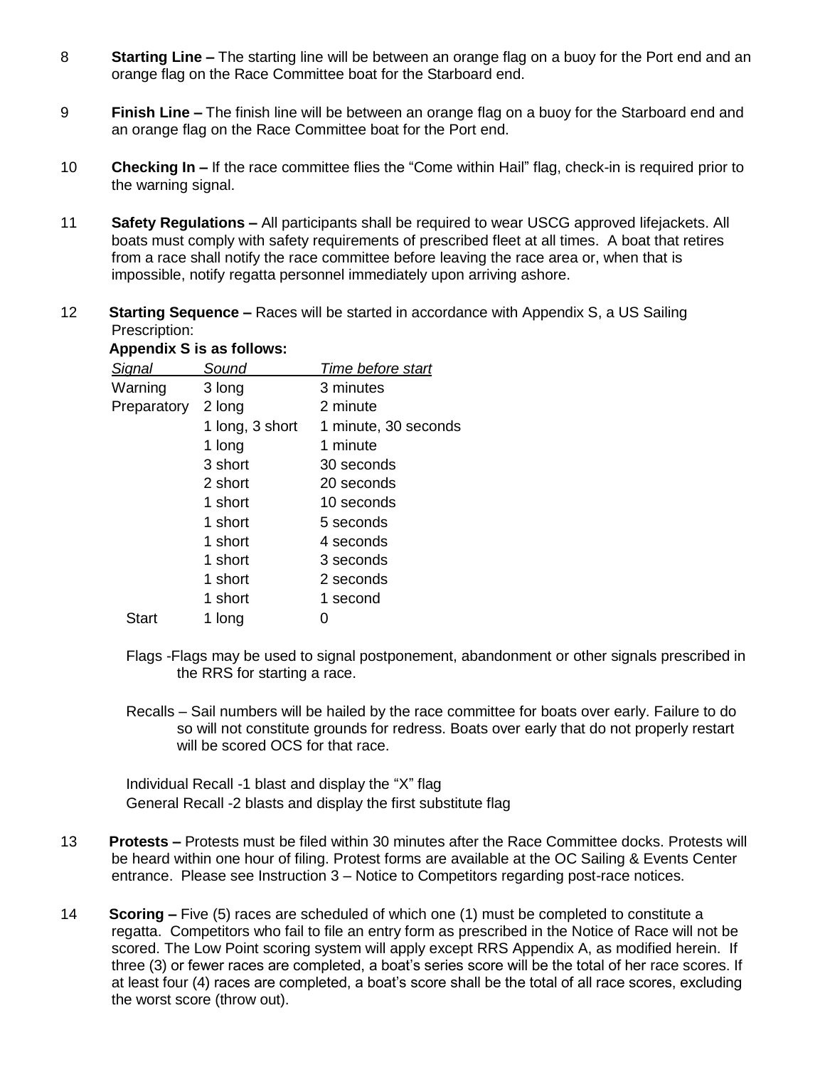8 **Starting Line –** The starting line will be between an orange flag on a buoy for the Port end and an orange flag on the Race Committee boat for the Starboard end.

9 **Finish Line –** The finish line will be between an orange flag on a buoy for the Starboard end and an orange flag on the Race Committee boat for the Port end.

10 **Checking In –** If the race committee flies the "Come within Hail" flag, check-in is required prior to the warning signal.

11 **Safety Regulations –** All participants shall be required to wear USCG approved lifejackets. All boats must comply with safety requirements of prescribed fleet at all times. A boat that retires from a race shall notify the race committee before leaving the race area or, when that is impossible, notify regatta personnel immediately upon arriving ashore.

12 **Starting Sequence –** Races will be started in accordance with Appendix S, a US Sailing Prescription:

**Appendix S is as follows:**

| *Signal* | *Sound* | *Time before start* |
|---|---|---|
| Warning | 3 long | 3 minutes |
| Preparatory | 2 long | 2 minute |
| | 1 long, 3 short | 1 minute, 30 seconds |
| | 1 long | 1 minute |
| | 3 short | 30 seconds |
| | 2 short | 20 seconds |
| | 1 short | 10 seconds |
| | 1 short | 5 seconds |
| | 1 short | 4 seconds |
| | 1 short | 3 seconds |
| | 1 short | 2 seconds |
| | 1 short | 1 second |
| Start | 1 long | 0 |

Flags -Flags may be used to signal postponement, abandonment or other signals prescribed in the RRS for starting a race.

Recalls – Sail numbers will be hailed by the race committee for boats over early. Failure to do so will not constitute grounds for redress. Boats over early that do not properly restart will be scored OCS for that race.

Individual Recall -1 blast and display the "X" flag
General Recall -2 blasts and display the first substitute flag

13 **Protests –** Protests must be filed within 30 minutes after the Race Committee docks. Protests will be heard within one hour of filing. Protest forms are available at the OC Sailing & Events Center entrance. Please see Instruction 3 – Notice to Competitors regarding post-race notices.

14 **Scoring –** Five (5) races are scheduled of which one (1) must be completed to constitute a regatta. Competitors who fail to file an entry form as prescribed in the Notice of Race will not be scored. The Low Point scoring system will apply except RRS Appendix A, as modified herein. If three (3) or fewer races are completed, a boat's series score will be the total of her race scores. If at least four (4) races are completed, a boat's score shall be the total of all race scores, excluding the worst score (throw out).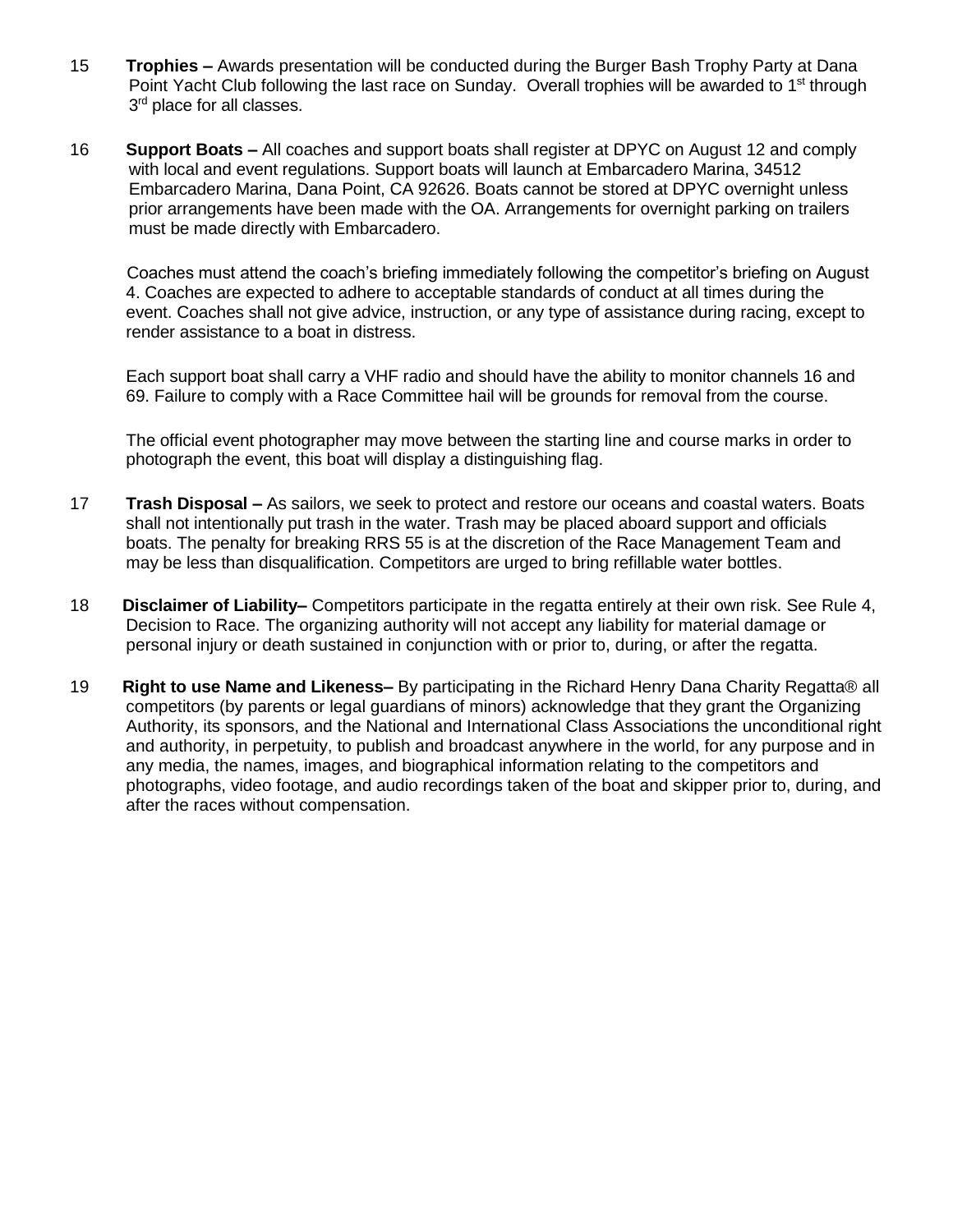15 **Trophies –** Awards presentation will be conducted during the Burger Bash Trophy Party at Dana Point Yacht Club following the last race on Sunday. Overall trophies will be awarded to 1st through 3rd place for all classes.

16 **Support Boats –** All coaches and support boats shall register at DPYC on August 12 and comply with local and event regulations. Support boats will launch at Embarcadero Marina, 34512 Embarcadero Marina, Dana Point, CA 92626. Boats cannot be stored at DPYC overnight unless prior arrangements have been made with the OA. Arrangements for overnight parking on trailers must be made directly with Embarcadero.

Coaches must attend the coach's briefing immediately following the competitor's briefing on August 4. Coaches are expected to adhere to acceptable standards of conduct at all times during the event. Coaches shall not give advice, instruction, or any type of assistance during racing, except to render assistance to a boat in distress.

Each support boat shall carry a VHF radio and should have the ability to monitor channels 16 and 69. Failure to comply with a Race Committee hail will be grounds for removal from the course.

The official event photographer may move between the starting line and course marks in order to photograph the event, this boat will display a distinguishing flag.

17 **Trash Disposal –** As sailors, we seek to protect and restore our oceans and coastal waters. Boats shall not intentionally put trash in the water. Trash may be placed aboard support and officials boats. The penalty for breaking RRS 55 is at the discretion of the Race Management Team and may be less than disqualification. Competitors are urged to bring refillable water bottles.

18 **Disclaimer of Liability–** Competitors participate in the regatta entirely at their own risk. See Rule 4, Decision to Race. The organizing authority will not accept any liability for material damage or personal injury or death sustained in conjunction with or prior to, during, or after the regatta.

19 **Right to use Name and Likeness–** By participating in the Richard Henry Dana Charity Regatta® all competitors (by parents or legal guardians of minors) acknowledge that they grant the Organizing Authority, its sponsors, and the National and International Class Associations the unconditional right and authority, in perpetuity, to publish and broadcast anywhere in the world, for any purpose and in any media, the names, images, and biographical information relating to the competitors and photographs, video footage, and audio recordings taken of the boat and skipper prior to, during, and after the races without compensation.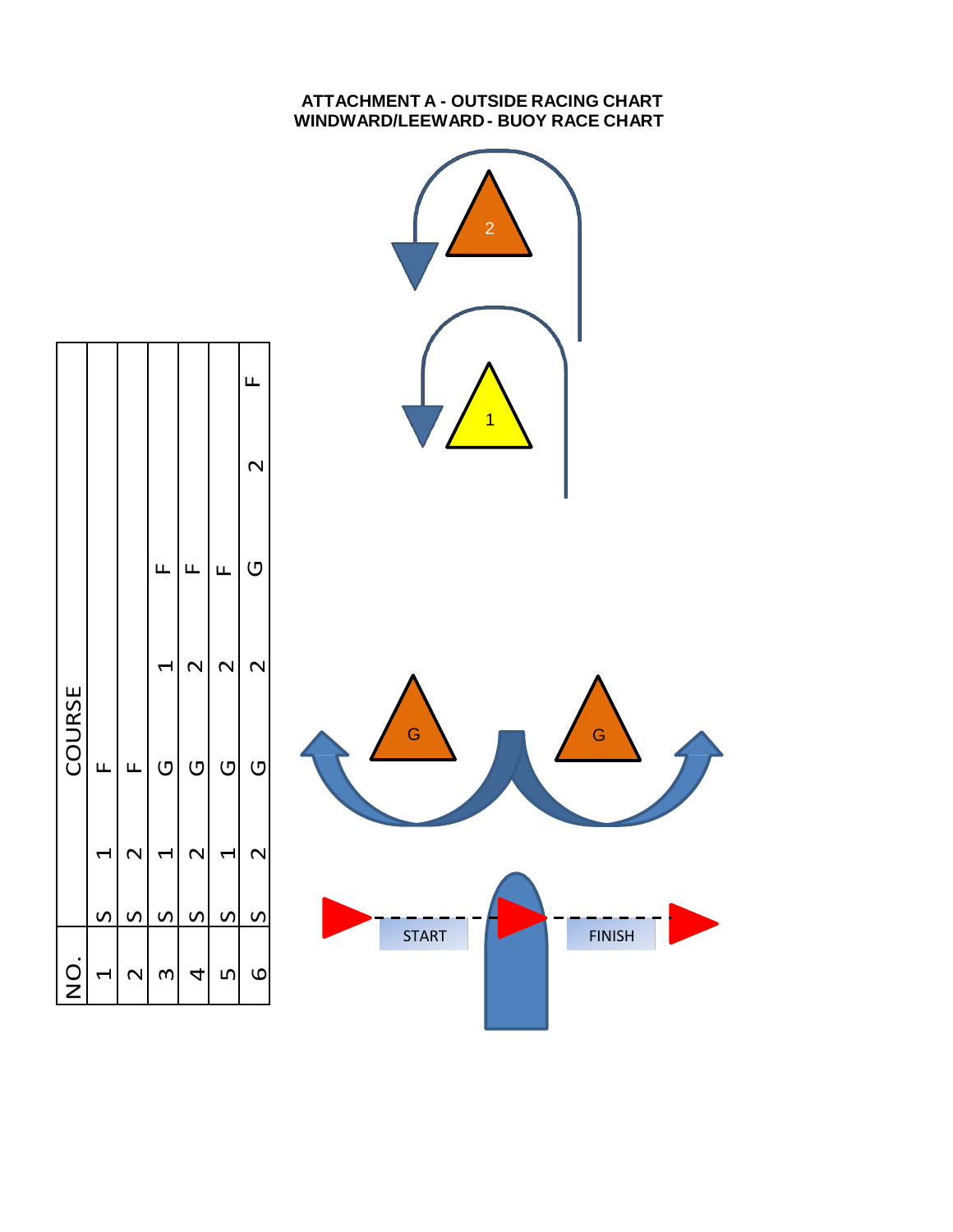**ATTACHMENT A - OUTSIDE RACING CHART**
**WINDWARD/LEEWARD - BUOY RACE CHART**

| NO. | COURSE | | | | | | |
|---|---|---|---|---|---|---|---|
| 1 | S | 1 | F | | | | |
| 2 | S | 2 | F | | | | |
| 3 | S | 1 | G | 1 | F | | |
| 4 | S | 2 | G | 2 | F | | |
| 5 | S | 1 | G | 2 | F | | |
| 6 | S | 2 | G | 2 | G | 2 | F |

2

1

G

G

START

FINISH